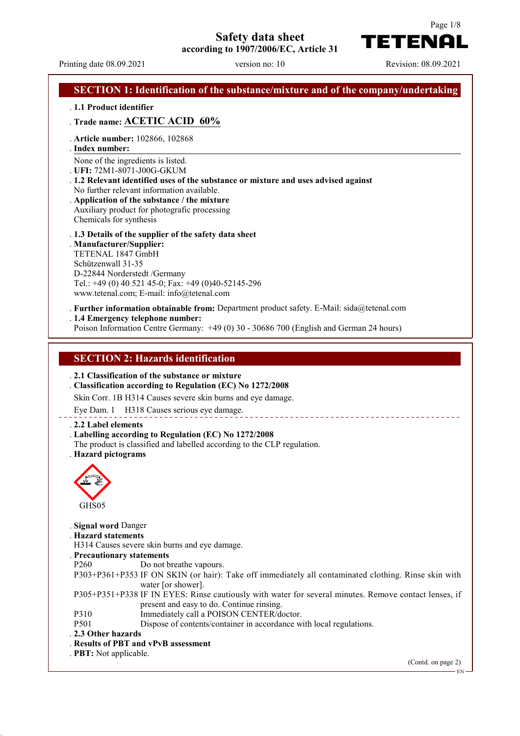# Safety data sheet

**according to 1907/2006/EC, Article 31**

Printing date 08.09.2021 version no: 10 Revision: 08.09.2021

## SECTION 1: Identification of the substance/mixture and of the company/undertaking

. **1.1 Product identifier**

. **Trade name: ACETIC ACID 60%**

. **Article number:** 102866, 102868

. **Index number:**

None of the ingredients is listed.

. **UFI:** 72M1-8071-J00G-GKUM

. **1.2 Relevant identified uses of the substance or mixture and uses advised against**

No further relevant information available.

. **Application of the substance / the mixture**

Auxiliary product for photografic processing
Chemicals for synthesis

. **1.3 Details of the supplier of the safety data sheet**

. **Manufacturer/Supplier:**

TETENAL 1847 GmbH
Schützenwall 31-35
D-22844 Norderstedt /Germany
Tel.: +49 (0) 40 521 45-0; Fax: +49 (0)40-52145-296
www.tetenal.com; E-mail: info@tetenal.com

. **Further information obtainable from:** Department product safety. E-Mail: sida@tetenal.com

. **1.4 Emergency telephone number:**

Poison Information Centre Germany: +49 (0) 30 - 30686 700 (English and German 24 hours)

## SECTION 2: Hazards identification

. **2.1 Classification of the substance or mixture**

. **Classification according to Regulation (EC) No 1272/2008**

Skin Corr. 1B H314 Causes severe skin burns and eye damage.

Eye Dam. 1 H318 Causes serious eye damage.

. **2.2 Label elements**

. **Labelling according to Regulation (EC) No 1272/2008**

The product is classified and labelled according to the CLP regulation.

. **Hazard pictograms**

GHS05

. **Signal word** Danger

. **Hazard statements**

H314 Causes severe skin burns and eye damage.

. **Precautionary statements**

P260 Do not breathe vapours.

P303+P361+P353 IF ON SKIN (or hair): Take off immediately all contaminated clothing. Rinse skin with water [or shower].

P305+P351+P338 IF IN EYES: Rinse cautiously with water for several minutes. Remove contact lenses, if present and easy to do. Continue rinsing.

P310 Immediately call a POISON CENTER/doctor.

P501 Dispose of contents/container in accordance with local regulations.

. **2.3 Other hazards**

. **Results of PBT and vPvB assessment**

. **PBT:** Not applicable.

(Contd. on page 2)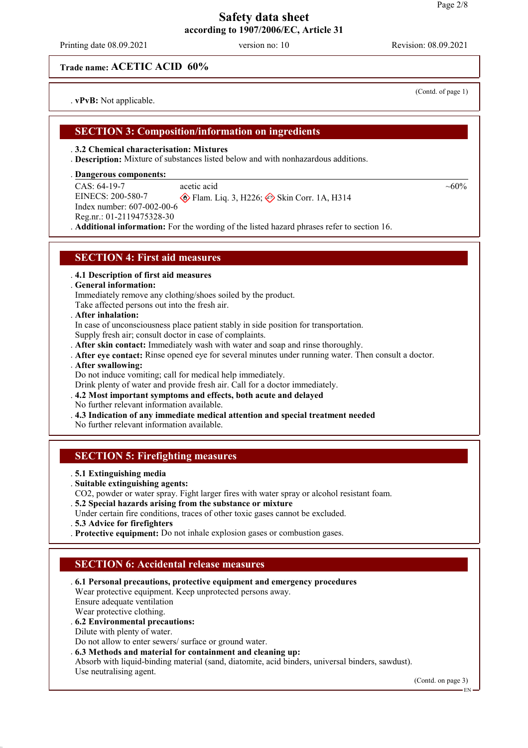**Trade name: ACETIC ACID 60%**

(Contd. of page 1)

. **vPvB:** Not applicable.

## SECTION 3: Composition/information on ingredients

. **3.2 Chemical characterisation: Mixtures**
. **Description:** Mixture of substances listed below and with nonhazardous additions.

. **Dangerous components:**

| | | |
|---|---|---|
| CAS: 64-19-7<br>EINECS: 200-580-7<br>Index number: 607-002-00-6<br>Reg.nr.: 01-2119475328-30 | acetic acid<br>Flam. Liq. 3, H226; Skin Corr. 1A, H314 | ~60% |

. **Additional information:** For the wording of the listed hazard phrases refer to section 16.

## SECTION 4: First aid measures

. **4.1 Description of first aid measures**
. **General information:**
Immediately remove any clothing/shoes soiled by the product.
Take affected persons out into the fresh air.
. **After inhalation:**
In case of unconsciousness place patient stably in side position for transportation.
Supply fresh air; consult doctor in case of complaints.
. **After skin contact:** Immediately wash with water and soap and rinse thoroughly.
. **After eye contact:** Rinse opened eye for several minutes under running water. Then consult a doctor.
. **After swallowing:**
Do not induce vomiting; call for medical help immediately.
Drink plenty of water and provide fresh air. Call for a doctor immediately.
. **4.2 Most important symptoms and effects, both acute and delayed**
No further relevant information available.
. **4.3 Indication of any immediate medical attention and special treatment needed**
No further relevant information available.

## SECTION 5: Firefighting measures

. **5.1 Extinguishing media**
. **Suitable extinguishing agents:**
$CO_2$, powder or water spray. Fight larger fires with water spray or alcohol resistant foam.
. **5.2 Special hazards arising from the substance or mixture**
Under certain fire conditions, traces of other toxic gases cannot be excluded.
. **5.3 Advice for firefighters**
. **Protective equipment:** Do not inhale explosion gases or combustion gases.

## SECTION 6: Accidental release measures

. **6.1 Personal precautions, protective equipment and emergency procedures**
Wear protective equipment. Keep unprotected persons away.
Ensure adequate ventilation
Wear protective clothing.
. **6.2 Environmental precautions:**
Dilute with plenty of water.
Do not allow to enter sewers/ surface or ground water.
. **6.3 Methods and material for containment and cleaning up:**
Absorb with liquid-binding material (sand, diatomite, acid binders, universal binders, sawdust).
Use neutralising agent.

(Contd. on page 3)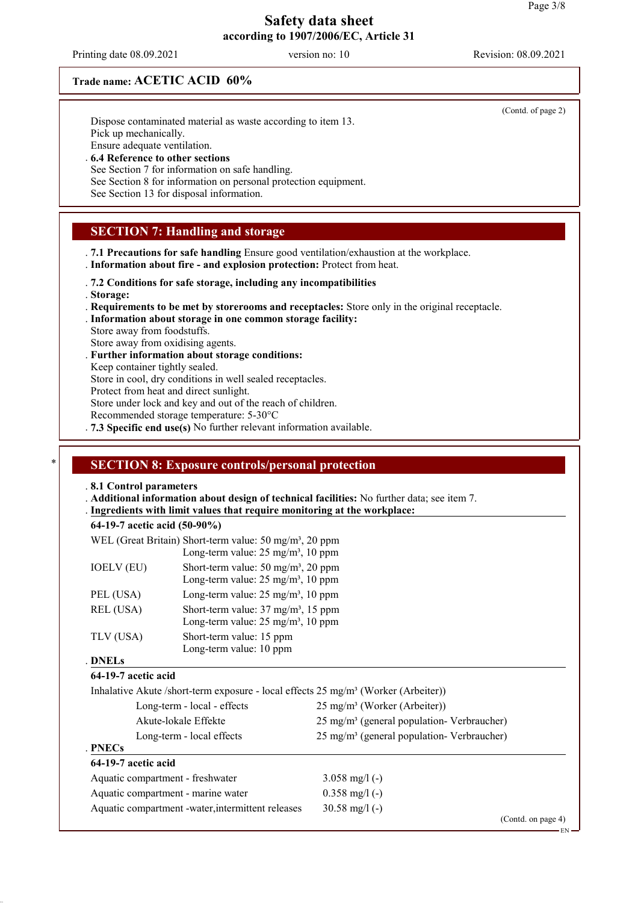**Trade name: ACETIC ACID 60%**

(Contd. of page 2)

Dispose contaminated material as waste according to item 13.
Pick up mechanically.
Ensure adequate ventilation.

. **6.4 Reference to other sections**
See Section 7 for information on safe handling.
See Section 8 for information on personal protection equipment.
See Section 13 for disposal information.

## SECTION 7: Handling and storage

. **7.1 Precautions for safe handling** Ensure good ventilation/exhaustion at the workplace.
. **Information about fire - and explosion protection:** Protect from heat.

. **7.2 Conditions for safe storage, including any incompatibilities**
. **Storage:**
. **Requirements to be met by storerooms and receptacles:** Store only in the original receptacle.
. **Information about storage in one common storage facility:**
Store away from foodstuffs.
Store away from oxidising agents.
. **Further information about storage conditions:**
Keep container tightly sealed.
Store in cool, dry conditions in well sealed receptacles.
Protect from heat and direct sunlight.
Store under lock and key and out of the reach of children.
Recommended storage temperature: 5-30°C
. **7.3 Specific end use(s)** No further relevant information available.

*

## SECTION 8: Exposure controls/personal protection

. **8.1 Control parameters**
. **Additional information about design of technical facilities:** No further data; see item 7.
. **Ingredients with limit values that require monitoring at the workplace:**

**64-19-7 acetic acid (50-90%)**

| | |
|---|---|
| WEL (Great Britain) | Short-term value: 50 mg/m³, 20 ppm<br>Long-term value: 25 mg/m³, 10 ppm |
| IOELV (EU) | Short-term value: 50 mg/m³, 20 ppm<br>Long-term value: 25 mg/m³, 10 ppm |
| PEL (USA) | Long-term value: 25 mg/m³, 10 ppm |
| REL (USA) | Short-term value: 37 mg/m³, 15 ppm<br>Long-term value: 25 mg/m³, 10 ppm |
| TLV (USA) | Short-term value: 15 ppm<br>Long-term value: 10 ppm |

. **DNELs**

**64-19-7 acetic acid**

| | | |
|---|---|---|
| Inhalative | Akute /short-term exposure - local effects | 25 mg/m³ (Worker (Arbeiter)) |
| | Long-term - local - effects | 25 mg/m³ (Worker (Arbeiter)) |
| | Akute-lokale Effekte | 25 mg/m³ (general population- Verbraucher) |
| | Long-term - local effects | 25 mg/m³ (general population- Verbraucher) |

. **PNECs**

**64-19-7 acetic acid**

| | |
|---|---|
| Aquatic compartment - freshwater | 3.058 mg/l (-) |
| Aquatic compartment - marine water | 0.358 mg/l (-) |
| Aquatic compartment -water,intermittent releases | 30.58 mg/l (-) |

(Contd. on page 4)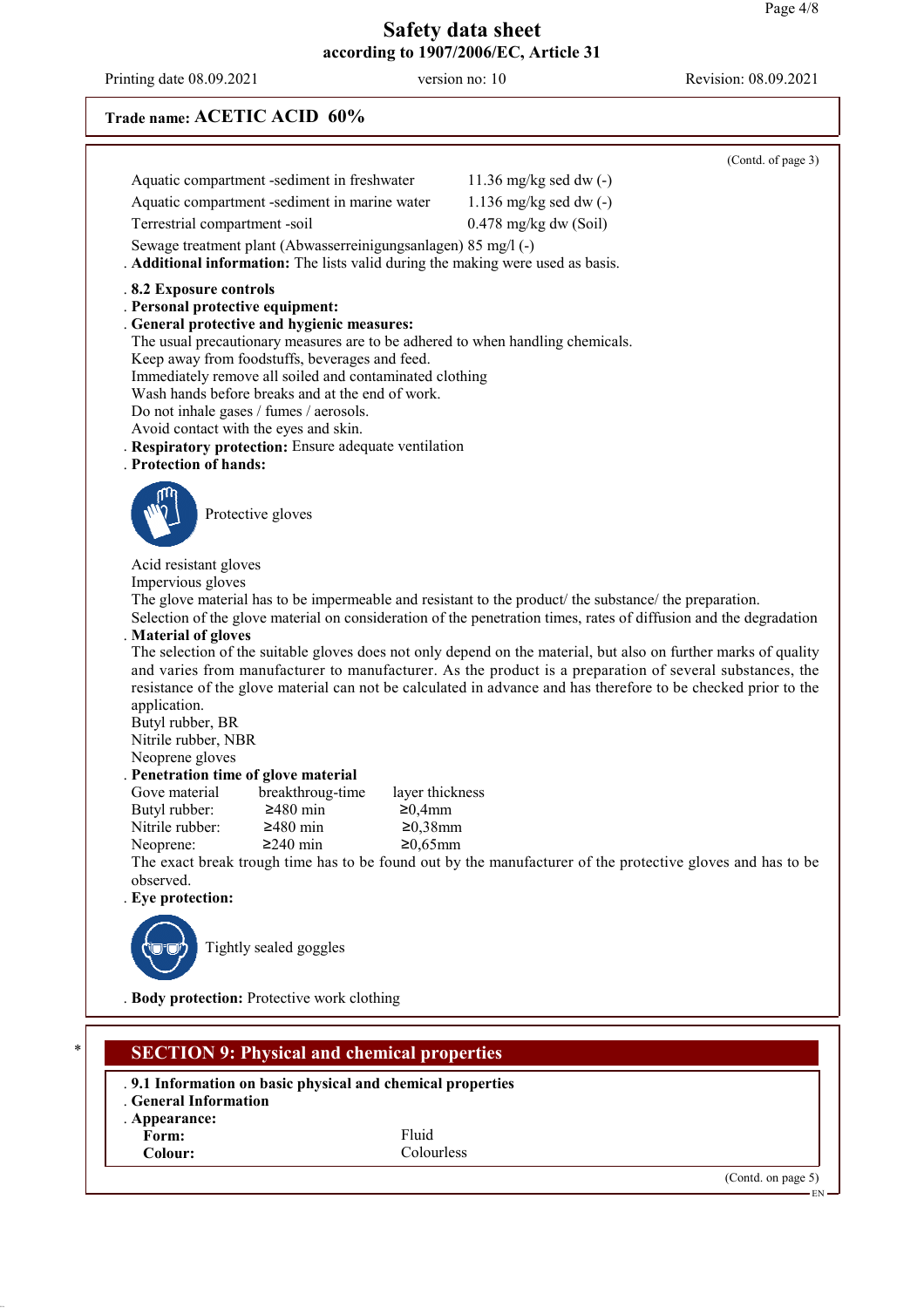Trade name: **ACETIC ACID 60%**

(Contd. of page 3)

| | |
|---|---|
| Aquatic compartment -sediment in freshwater | 11.36 mg/kg sed dw (-) |
| Aquatic compartment -sediment in marine water | 1.136 mg/kg sed dw (-) |
| Terrestrial compartment -soil | 0.478 mg/kg dw (Soil) |

Sewage treatment plant (Abwasserreinigungsanlagen) 85 mg/l (-)

. **Additional information:** The lists valid during the making were used as basis.

. **8.2 Exposure controls**

. **Personal protective equipment:**

. **General protective and hygienic measures:**

The usual precautionary measures are to be adhered to when handling chemicals.
Keep away from foodstuffs, beverages and feed.
Immediately remove all soiled and contaminated clothing
Wash hands before breaks and at the end of work.
Do not inhale gases / fumes / aerosols.
Avoid contact with the eyes and skin.

. **Respiratory protection:** Ensure adequate ventilation

. **Protection of hands:**

Protective gloves

Acid resistant gloves
Impervious gloves
The glove material has to be impermeable and resistant to the product/ the substance/ the preparation.
Selection of the glove material on consideration of the penetration times, rates of diffusion and the degradation

. **Material of gloves**

The selection of the suitable gloves does not only depend on the material, but also on further marks of quality and varies from manufacturer to manufacturer. As the product is a preparation of several substances, the resistance of the glove material can not be calculated in advance and has therefore to be checked prior to the application.
Butyl rubber, BR
Nitrile rubber, NBR
Neoprene gloves

. **Penetration time of glove material**

| Gove material | breakthroug-time | layer thickness |
|---|---|---|
| Butyl rubber: | ≥480 min | ≥0,4mm |
| Nitrile rubber: | ≥480 min | ≥0,38mm |
| Neoprene: | ≥240 min | ≥0,65mm |

The exact break trough time has to be found out by the manufacturer of the protective gloves and has to be observed.

. **Eye protection:**

Tightly sealed goggles

. **Body protection:** Protective work clothing

\*

## SECTION 9: Physical and chemical properties

. **9.1 Information on basic physical and chemical properties**

. **General Information**

. **Appearance:**

| | |
|---|---|
| **Form:** | Fluid |
| **Colour:** | Colourless |

(Contd. on page 5)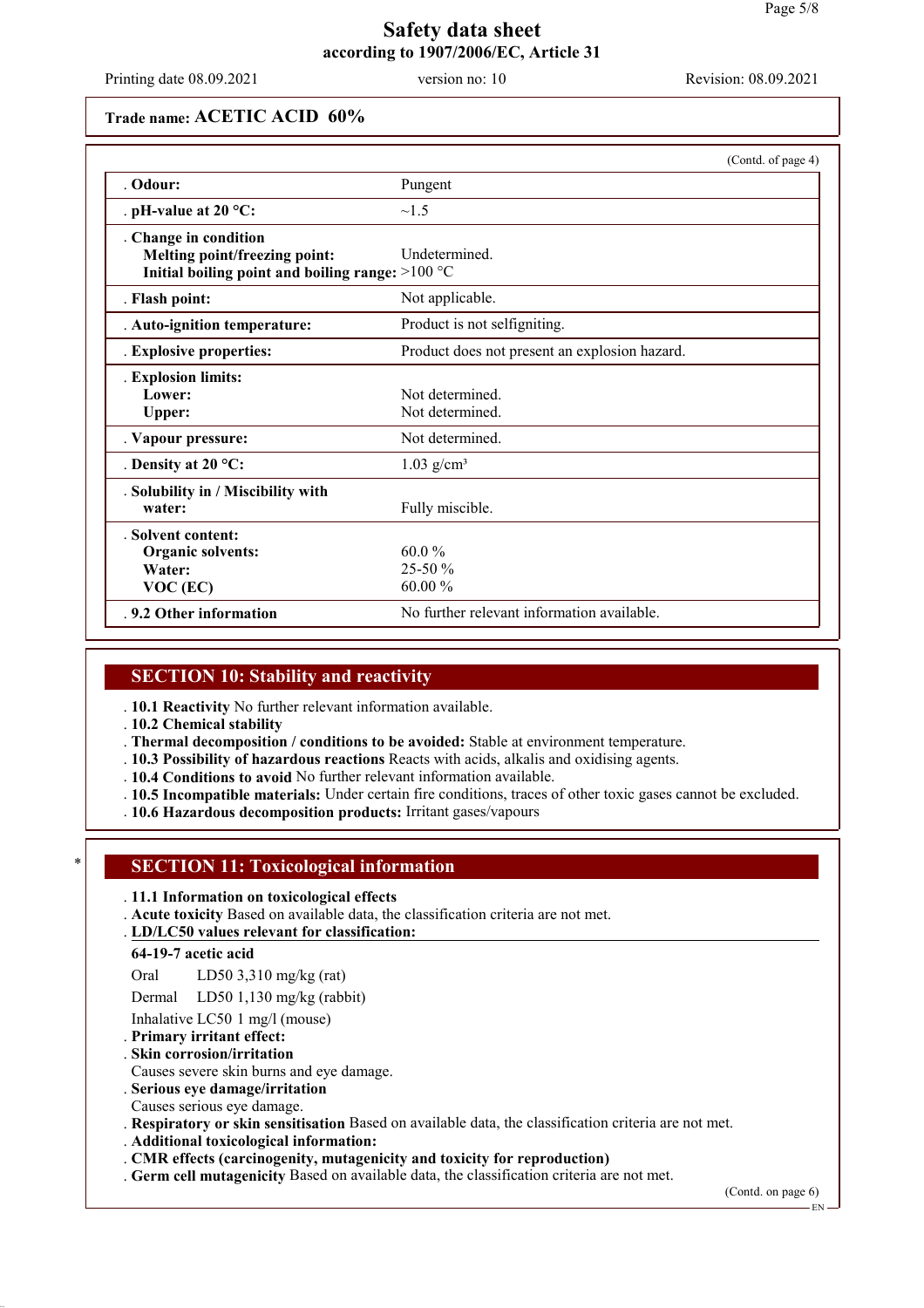**Trade name: ACETIC ACID 60%**

(Contd. of page 4)

| | |
|---|---|
| · **Odour:** | Pungent |
| · **pH-value at 20 °C:** | ~1.5 |
| · **Change in condition**<br>**Melting point/freezing point:**<br>**Initial boiling point and boiling range:** | <br>Undetermined.<br>>100 °C |
| · **Flash point:** | Not applicable. |
| · **Auto-ignition temperature:** | Product is not selfigniting. |
| · **Explosive properties:** | Product does not present an explosion hazard. |
| · **Explosion limits:**<br>**Lower:**<br>**Upper:** | <br>Not determined.<br>Not determined. |
| · **Vapour pressure:** | Not determined. |
| · **Density at 20 °C:** | 1.03 g/cm³ |
| · **Solubility in / Miscibility with water:** | Fully miscible. |
| · **Solvent content:**<br>**Organic solvents:**<br>**Water:**<br>**VOC (EC)** | <br>60.0 %<br>25-50 %<br>60.00 % |
| · **9.2 Other information** | No further relevant information available. |

## SECTION 10: Stability and reactivity

· **10.1 Reactivity** No further relevant information available.
· **10.2 Chemical stability**
· **Thermal decomposition / conditions to be avoided:** Stable at environment temperature.
· **10.3 Possibility of hazardous reactions** Reacts with acids, alkalis and oxidising agents.
· **10.4 Conditions to avoid** No further relevant information available.
· **10.5 Incompatible materials:** Under certain fire conditions, traces of other toxic gases cannot be excluded.
· **10.6 Hazardous decomposition products:** Irritant gases/vapours

## SECTION 11: Toxicological information

· **11.1 Information on toxicological effects**
· **Acute toxicity** Based on available data, the classification criteria are not met.
· **LD/LC50 values relevant for classification:**

**64-19-7 acetic acid**

| | |
|---|---|
| Oral | LD50 3,310 mg/kg (rat) |
| Dermal | LD50 1,130 mg/kg (rabbit) |
| Inhalative | LC50 1 mg/l (mouse) |

· **Primary irritant effect:**
· **Skin corrosion/irritation**
Causes severe skin burns and eye damage.
· **Serious eye damage/irritation**
Causes serious eye damage.
· **Respiratory or skin sensitisation** Based on available data, the classification criteria are not met.
· **Additional toxicological information:**
· **CMR effects (carcinogenity, mutagenicity and toxicity for reproduction)**
· **Germ cell mutagenicity** Based on available data, the classification criteria are not met.

(Contd. on page 6)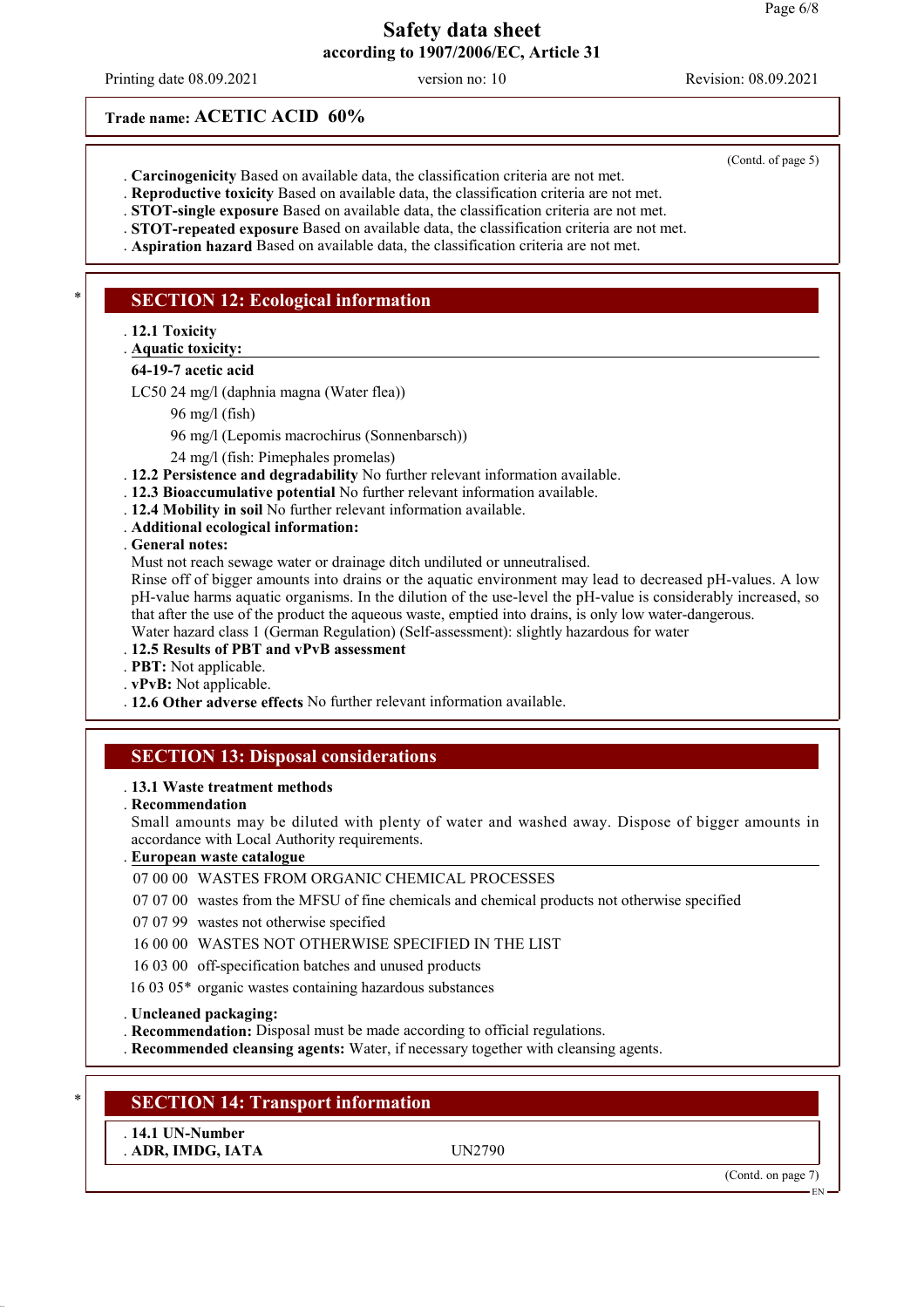(Contd. of page 5)

- **Carcinogenicity** Based on available data, the classification criteria are not met.
- **Reproductive toxicity** Based on available data, the classification criteria are not met.
- **STOT-single exposure** Based on available data, the classification criteria are not met.
- **STOT-repeated exposure** Based on available data, the classification criteria are not met.
- **Aspiration hazard** Based on available data, the classification criteria are not met.

## SECTION 12: Ecological information

- **12.1 Toxicity**
- **Aquatic toxicity:**

| | |
|---|---|
| **64-19-7 acetic acid** | |
| LC50 | 24 mg/l (daphnia magna (Water flea)) |
| | 96 mg/l (fish) |
| | 96 mg/l (Lepomis macrochirus (Sonnenbarsch)) |
| | 24 mg/l (fish: Pimephales promelas) |

- **12.2 Persistence and degradability** No further relevant information available.
- **12.3 Bioaccumulative potential** No further relevant information available.
- **12.4 Mobility in soil** No further relevant information available.
- **Additional ecological information:**
- **General notes:**

Must not reach sewage water or drainage ditch undiluted or unneutralised.
Rinse off of bigger amounts into drains or the aquatic environment may lead to decreased pH-values. A low pH-value harms aquatic organisms. In the dilution of the use-level the pH-value is considerably increased, so that after the use of the product the aqueous waste, emptied into drains, is only low water-dangerous.
Water hazard class 1 (German Regulation) (Self-assessment): slightly hazardous for water

- **12.5 Results of PBT and vPvB assessment**
- **PBT:** Not applicable.
- **vPvB:** Not applicable.
- **12.6 Other adverse effects** No further relevant information available.

## SECTION 13: Disposal considerations

- **13.1 Waste treatment methods**
- **Recommendation**

Small amounts may be diluted with plenty of water and washed away. Dispose of bigger amounts in accordance with Local Authority requirements.

- **European waste catalogue**

| | |
|---|---|
| 07 00 00 | WASTES FROM ORGANIC CHEMICAL PROCESSES |
| 07 07 00 | wastes from the MFSU of fine chemicals and chemical products not otherwise specified |
| 07 07 99 | wastes not otherwise specified |
| 16 00 00 | WASTES NOT OTHERWISE SPECIFIED IN THE LIST |
| 16 03 00 | off-specification batches and unused products |
| 16 03 05* | organic wastes containing hazardous substances |

- **Uncleaned packaging:**
- **Recommendation:** Disposal must be made according to official regulations.
- **Recommended cleansing agents:** Water, if necessary together with cleansing agents.

## SECTION 14: Transport information

| | |
|---|---|
| **14.1 UN-Number** | |
| **ADR, IMDG, IATA** | UN2790 |

(Contd. on page 7)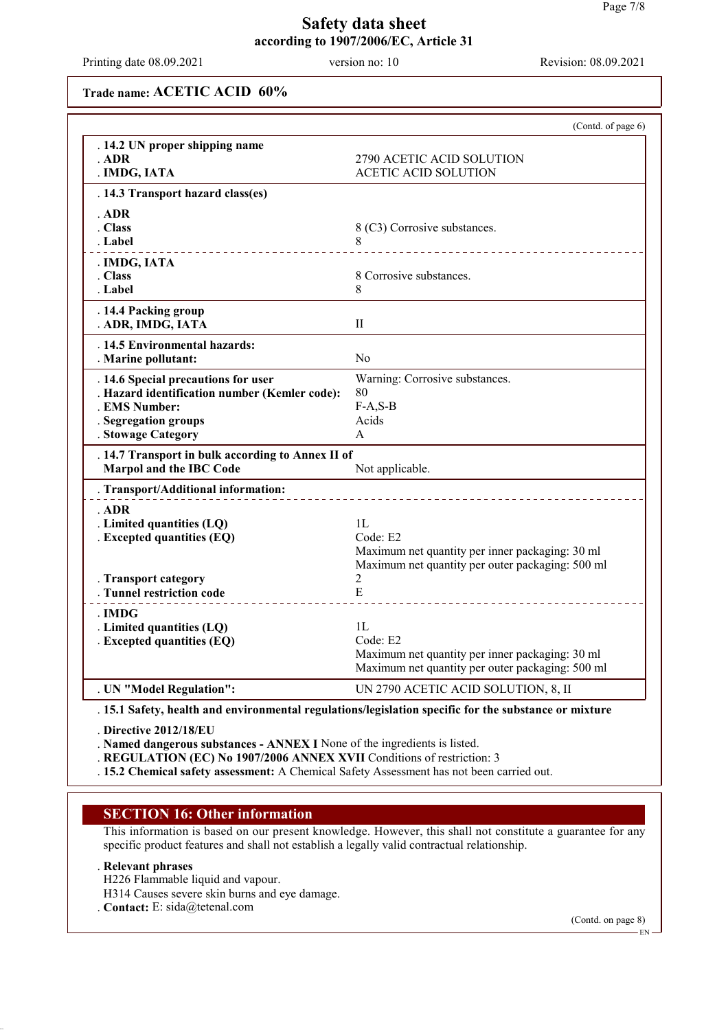Trade name: **ACETIC ACID 60%**

(Contd. of page 6)

| | |
|---|---|
| **· 14.2 UN proper shipping name** | |
| **· ADR** | 2790 ACETIC ACID SOLUTION |
| **· IMDG, IATA** | ACETIC ACID SOLUTION |
| **· 14.3 Transport hazard class(es)** | |
| **· ADR** | |
| **· Class** | 8 (C3) Corrosive substances. |
| **· Label** | 8 |
| **· IMDG, IATA** | |
| **· Class** | 8 Corrosive substances. |
| **· Label** | 8 |
| **· 14.4 Packing group** | |
| **· ADR, IMDG, IATA** | II |
| **· 14.5 Environmental hazards:** | |
| **· Marine pollutant:** | No |
| **· 14.6 Special precautions for user** | Warning: Corrosive substances. |
| **· Hazard identification number (Kemler code):** | 80 |
| **· EMS Number:** | F-A,S-B |
| **· Segregation groups** | Acids |
| **· Stowage Category** | A |
| **· 14.7 Transport in bulk according to Annex II of Marpol and the IBC Code** | Not applicable. |
| **· Transport/Additional information:** | |
| **· ADR** | |
| **· Limited quantities (LQ)** | 1L |
| **· Excepted quantities (EQ)** | Code: E2<br>Maximum net quantity per inner packaging: 30 ml<br>Maximum net quantity per outer packaging: 500 ml |
| **· Transport category** | 2 |
| **· Tunnel restriction code** | E |
| **· IMDG** | |
| **· Limited quantities (LQ)** | 1L |
| **· Excepted quantities (EQ)** | Code: E2<br>Maximum net quantity per inner packaging: 30 ml<br>Maximum net quantity per outer packaging: 500 ml |
| **· UN "Model Regulation":** | UN 2790 ACETIC ACID SOLUTION, 8, II |

**· 15.1 Safety, health and environmental regulations/legislation specific for the substance or mixture**

**· Directive 2012/18/EU**
**· Named dangerous substances - ANNEX I** None of the ingredients is listed.
**· REGULATION (EC) No 1907/2006 ANNEX XVII** Conditions of restriction: 3
**· 15.2 Chemical safety assessment:** A Chemical Safety Assessment has not been carried out.

## SECTION 16: Other information

This information is based on our present knowledge. However, this shall not constitute a guarantee for any specific product features and shall not establish a legally valid contractual relationship.

**· Relevant phrases**
H226 Flammable liquid and vapour.
H314 Causes severe skin burns and eye damage.
**· Contact:** E: sida@tetenal.com

(Contd. on page 8)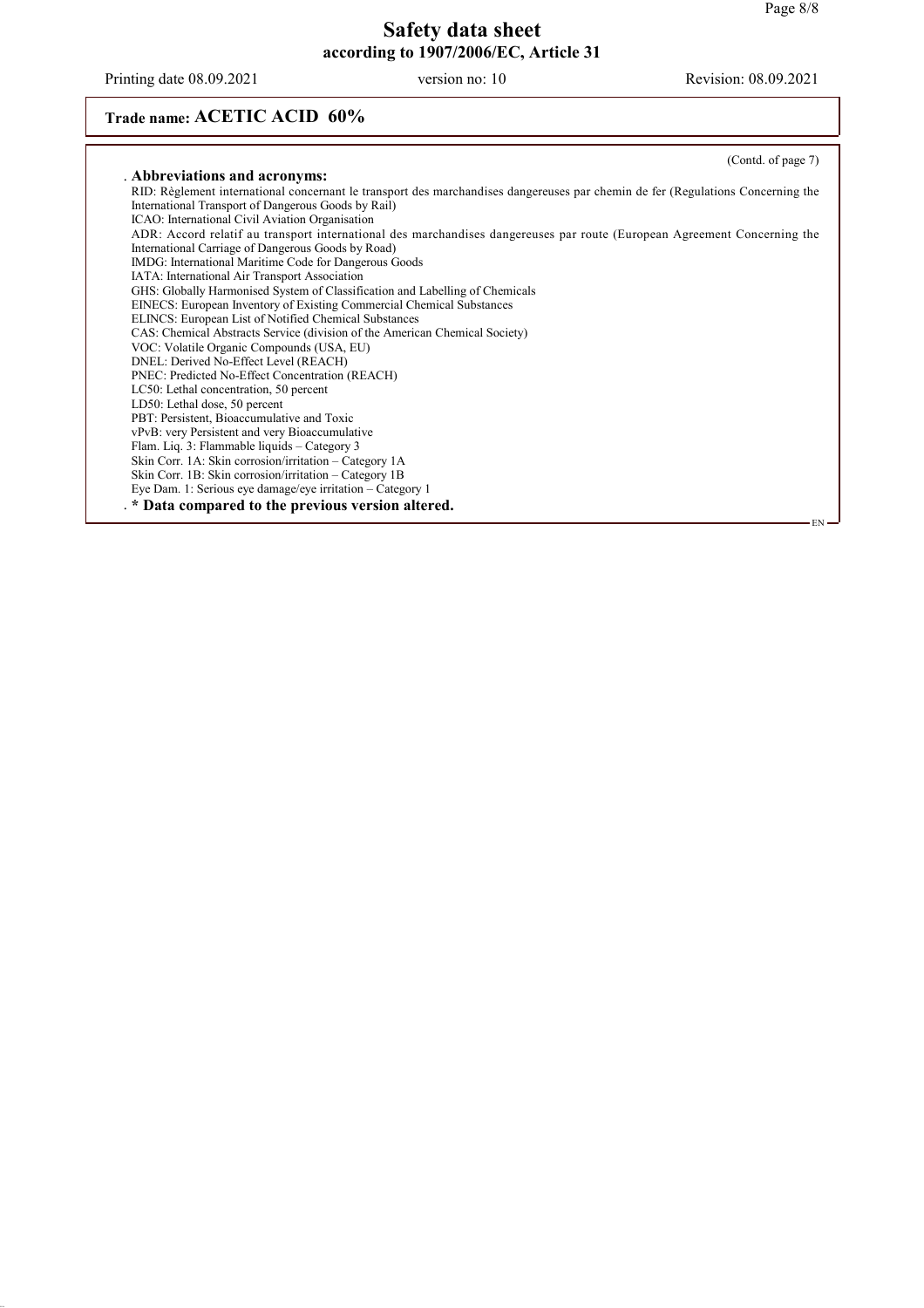# Safety data sheet
**according to 1907/2006/EC, Article 31**

Printing date 08.09.2021 version no: 10 Revision: 08.09.2021

## Trade name: ACETIC ACID 60%

(Contd. of page 7)

**· Abbreviations and acronyms:**

RID: Règlement international concernant le transport des marchandises dangereuses par chemin de fer (Regulations Concerning the International Transport of Dangerous Goods by Rail)
ICAO: International Civil Aviation Organisation
ADR: Accord relatif au transport international des marchandises dangereuses par route (European Agreement Concerning the International Carriage of Dangerous Goods by Road)
IMDG: International Maritime Code for Dangerous Goods
IATA: International Air Transport Association
GHS: Globally Harmonised System of Classification and Labelling of Chemicals
EINECS: European Inventory of Existing Commercial Chemical Substances
ELINCS: European List of Notified Chemical Substances
CAS: Chemical Abstracts Service (division of the American Chemical Society)
VOC: Volatile Organic Compounds (USA, EU)
DNEL: Derived No-Effect Level (REACH)
PNEC: Predicted No-Effect Concentration (REACH)
LC50: Lethal concentration, 50 percent
LD50: Lethal dose, 50 percent
PBT: Persistent, Bioaccumulative and Toxic
vPvB: very Persistent and very Bioaccumulative
Flam. Liq. 3: Flammable liquids – Category 3
Skin Corr. 1A: Skin corrosion/irritation – Category 1A
Skin Corr. 1B: Skin corrosion/irritation – Category 1B
Eye Dam. 1: Serious eye damage/eye irritation – Category 1

**· * Data compared to the previous version altered.**

EN